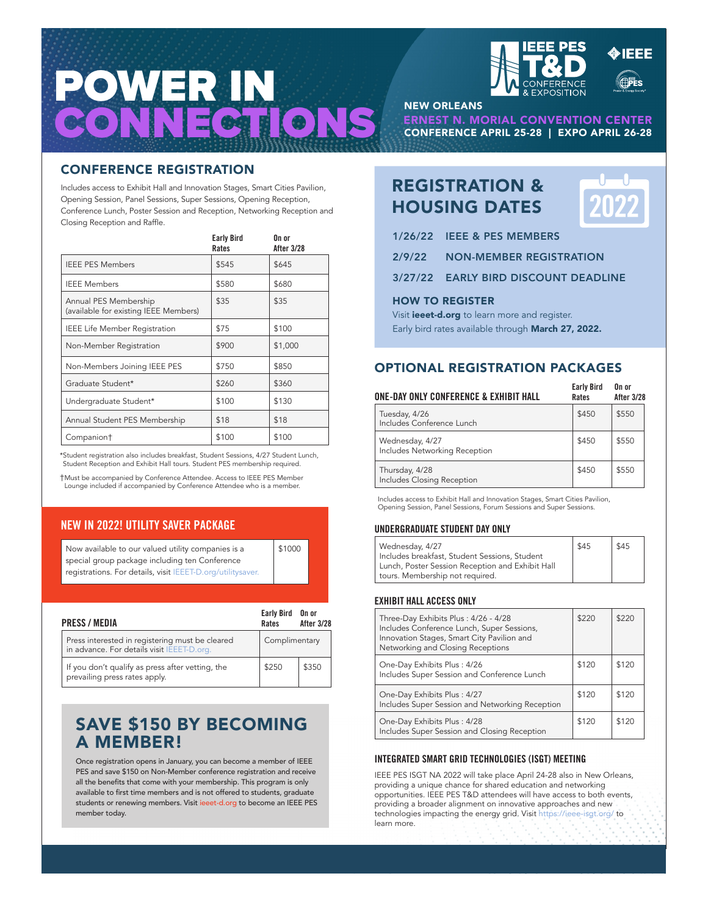# POWER IN CONNECTIONS

IEEE PES T&D CONFERENCE & EXPOSITION

IEEE

NEW ORLEANS

ERNEST N. MORIAL CONVENTION CENTER

CONFERENCE APRIL 25-28 | EXPO APRIL 26-28

## CONFERENCE REGISTRATION

Includes access to Exhibit Hall and Innovation Stages, Smart Cities Pavilion, Opening Session, Panel Sessions, Super Sessions, Opening Reception, Conference Lunch, Poster Session and Reception, Networking Reception and Closing Reception and Raffle.

| | Early Bird Rates | On or After 3/28 |
|---|---|---|
| IEEE PES Members | $545 | $645 |
| IEEE Members | $580 | $680 |
| Annual PES Membership (available for existing IEEE Members) | $35 | $35 |
| IEEE Life Member Registration | $75 | $100 |
| Non-Member Registration | $900 | $1,000 |
| Non-Members Joining IEEE PES | $750 | $850 |
| Graduate Student* | $260 | $360 |
| Undergraduate Student* | $100 | $130 |
| Annual Student PES Membership | $18 | $18 |
| Companion† | $100 | $100 |

*Student registration also includes breakfast, Student Sessions, 4/27 Student Lunch, Student Reception and Exhibit Hall tours. Student PES membership required.

†Must be accompanied by Conference Attendee. Access to IEEE PES Member Lounge included if accompanied by Conference Attendee who is a member.

### NEW IN 2022! UTILITY SAVER PACKAGE

| | |
|---|---|
| Now available to our valued utility companies is a special group package including ten Conference registrations. For details, visit IEEET-D.org/utilitysaver. | $1000 |

### PRESS / MEDIA

| PRESS / MEDIA | Early Bird Rates | On or After 3/28 |
|---|---|---|
| Press interested in registering must be cleared in advance. For details visit IEEET-D.org. | Complimentary | |
| If you don't qualify as press after vetting, the prevailing press rates apply. | $250 | $350 |

## SAVE $150 BY BECOMING A MEMBER!

Once registration opens in January, you can become a member of IEEE PES and save $150 on Non-Member conference registration and receive all the benefits that come with your membership. This program is only available to first time members and is not offered to students, graduate students or renewing members. Visit ieeet-d.org to become an IEEE PES member today.

## REGISTRATION & HOUSING DATES

2022

- **1/26/22** IEEE & PES MEMBERS
- **2/9/22** NON-MEMBER REGISTRATION
- **3/27/22** EARLY BIRD DISCOUNT DEADLINE

### HOW TO REGISTER

Visit **ieeet-d.org** to learn more and register.
Early bird rates available through **March 27, 2022.**

## OPTIONAL REGISTRATION PACKAGES

| ONE-DAY ONLY CONFERENCE & EXHIBIT HALL | Early Bird Rates | On or After 3/28 |
|---|---|---|
| Tuesday, 4/26 Includes Conference Lunch | $450 | $550 |
| Wednesday, 4/27 Includes Networking Reception | $450 | $550 |
| Thursday, 4/28 Includes Closing Reception | $450 | $550 |

Includes access to Exhibit Hall and Innovation Stages, Smart Cities Pavilion, Opening Session, Panel Sessions, Forum Sessions and Super Sessions.

### UNDERGRADUATE STUDENT DAY ONLY

| | | |
|---|---|---|
| Wednesday, 4/27 Includes breakfast, Student Sessions, Student Lunch, Poster Session Reception and Exhibit Hall tours. Membership not required. | $45 | $45 |

### EXHIBIT HALL ACCESS ONLY

| | | |
|---|---|---|
| Three-Day Exhibits Plus : 4/26 - 4/28 Includes Conference Lunch, Super Sessions, Innovation Stages, Smart City Pavilion and Networking and Closing Receptions | $220 | $220 |
| One-Day Exhibits Plus : 4/26 Includes Super Session and Conference Lunch | $120 | $120 |
| One-Day Exhibits Plus : 4/27 Includes Super Session and Networking Reception | $120 | $120 |
| One-Day Exhibits Plus : 4/28 Includes Super Session and Closing Reception | $120 | $120 |

### INTEGRATED SMART GRID TECHNOLOGIES (ISGT) MEETING

IEEE PES ISGT NA 2022 will take place April 24-28 also in New Orleans, providing a unique chance for shared education and networking opportunities. IEEE PES T&D attendees will have access to both events, providing a broader alignment on innovative approaches and new technologies impacting the energy grid. Visit https://ieee-isgt.org/ to learn more.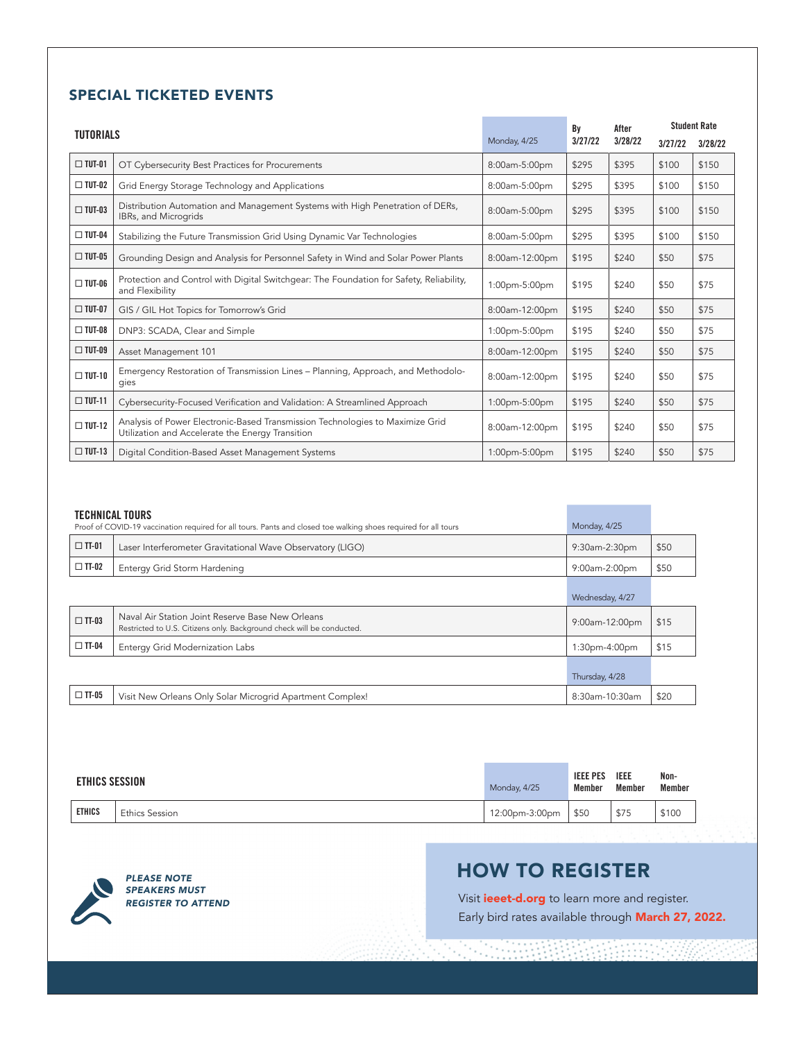## SPECIAL TICKETED EVENTS

| TUTORIALS | | Monday, 4/25 | By 3/27/22 | After 3/28/22 | Student Rate 3/27/22 | Student Rate 3/28/22 |
|---|---|---|---|---|---|---|
| ☐ TUT-01 | OT Cybersecurity Best Practices for Procurements | 8:00am-5:00pm | $295 | $395 | $100 | $150 |
| ☐ TUT-02 | Grid Energy Storage Technology and Applications | 8:00am-5:00pm | $295 | $395 | $100 | $150 |
| ☐ TUT-03 | Distribution Automation and Management Systems with High Penetration of DERs, IBRs, and Microgrids | 8:00am-5:00pm | $295 | $395 | $100 | $150 |
| ☐ TUT-04 | Stabilizing the Future Transmission Grid Using Dynamic Var Technologies | 8:00am-5:00pm | $295 | $395 | $100 | $150 |
| ☐ TUT-05 | Grounding Design and Analysis for Personnel Safety in Wind and Solar Power Plants | 8:00am-12:00pm | $195 | $240 | $50 | $75 |
| ☐ TUT-06 | Protection and Control with Digital Switchgear: The Foundation for Safety, Reliability, and Flexibility | 1:00pm-5:00pm | $195 | $240 | $50 | $75 |
| ☐ TUT-07 | GIS / GIL Hot Topics for Tomorrow's Grid | 8:00am-12:00pm | $195 | $240 | $50 | $75 |
| ☐ TUT-08 | DNP3: SCADA, Clear and Simple | 1:00pm-5:00pm | $195 | $240 | $50 | $75 |
| ☐ TUT-09 | Asset Management 101 | 8:00am-12:00pm | $195 | $240 | $50 | $75 |
| ☐ TUT-10 | Emergency Restoration of Transmission Lines – Planning, Approach, and Methodologies | 8:00am-12:00pm | $195 | $240 | $50 | $75 |
| ☐ TUT-11 | Cybersecurity-Focused Verification and Validation: A Streamlined Approach | 1:00pm-5:00pm | $195 | $240 | $50 | $75 |
| ☐ TUT-12 | Analysis of Power Electronic-Based Transmission Technologies to Maximize Grid Utilization and Accelerate the Energy Transition | 8:00am-12:00pm | $195 | $240 | $50 | $75 |
| ☐ TUT-13 | Digital Condition-Based Asset Management Systems | 1:00pm-5:00pm | $195 | $240 | $50 | $75 |

### TECHNICAL TOURS

Proof of COVID-19 vaccination required for all tours. Pants and closed toe walking shoes required for all tours

| | | Monday, 4/25 | |
|---|---|---|---|
| ☐ TT-01 | Laser Interferometer Gravitational Wave Observatory (LIGO) | 9:30am-2:30pm | $50 |
| ☐ TT-02 | Entergy Grid Storm Hardening | 9:00am-2:00pm | $50 |
| | | **Wednesday, 4/27** | |
| ☐ TT-03 | Naval Air Station Joint Reserve Base New Orleans<br>Restricted to U.S. Citizens only. Background check will be conducted. | 9:00am-12:00pm | $15 |
| ☐ TT-04 | Entergy Grid Modernization Labs | 1:30pm-4:00pm | $15 |
| | | **Thursday, 4/28** | |
| ☐ TT-05 | Visit New Orleans Only Solar Microgrid Apartment Complex! | 8:30am-10:30am | $20 |

| ETHICS SESSION | | Monday, 4/25 | IEEE PES Member | IEEE Member | Non-Member |
|---|---|---|---|---|---|
| ETHICS | Ethics Session | 12:00pm-3:00pm | $50 | $75 | $100 |

***PLEASE NOTE SPEAKERS MUST REGISTER TO ATTEND***

## HOW TO REGISTER

Visit **ieeet-d.org** to learn more and register.
Early bird rates available through **March 27, 2022.**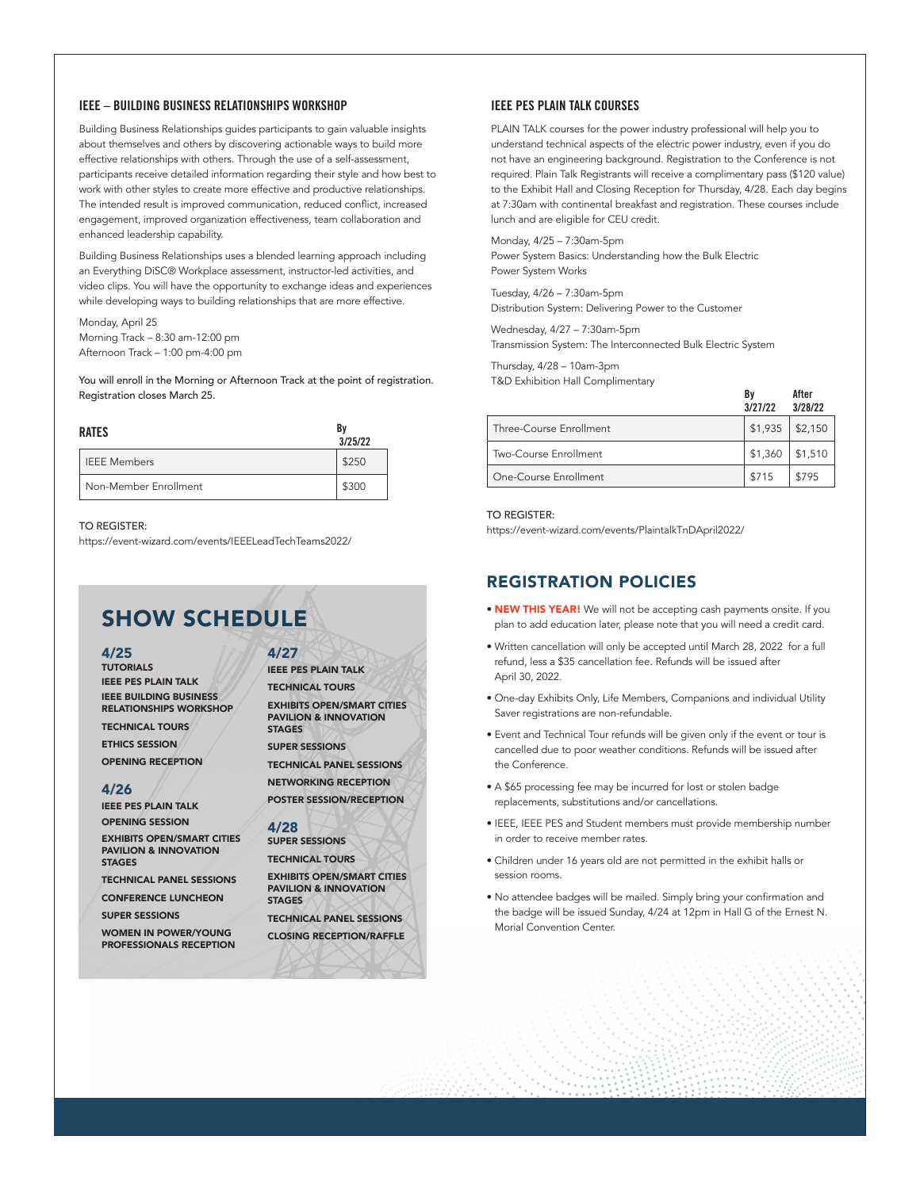## IEEE – BUILDING BUSINESS RELATIONSHIPS WORKSHOP

Building Business Relationships guides participants to gain valuable insights about themselves and others by discovering actionable ways to build more effective relationships with others. Through the use of a self-assessment, participants receive detailed information regarding their style and how best to work with other styles to create more effective and productive relationships. The intended result is improved communication, reduced conflict, increased engagement, improved organization effectiveness, team collaboration and enhanced leadership capability.

Building Business Relationships uses a blended learning approach including an Everything DiSC® Workplace assessment, instructor-led activities, and video clips. You will have the opportunity to exchange ideas and experiences while developing ways to building relationships that are more effective.

Monday, April 25
Morning Track – 8:30 am-12:00 pm
Afternoon Track – 1:00 pm-4:00 pm

You will enroll in the Morning or Afternoon Track at the point of registration. Registration closes March 25.

| RATES | By 3/25/22 |
|---|---|
| IEEE Members | $250 |
| Non-Member Enrollment | $300 |

TO REGISTER:
https://event-wizard.com/events/IEEELeadTechTeams2022/

## SHOW SCHEDULE

### 4/25

**TUTORIALS**
**IEEE PES PLAIN TALK**
**IEEE BUILDING BUSINESS RELATIONSHIPS WORKSHOP**
**TECHNICAL TOURS**
**ETHICS SESSION**
**OPENING RECEPTION**

### 4/26

**IEEE PES PLAIN TALK**
**OPENING SESSION**
**EXHIBITS OPEN/SMART CITIES PAVILION & INNOVATION STAGES**
**TECHNICAL PANEL SESSIONS**
**CONFERENCE LUNCHEON**
**SUPER SESSIONS**
**WOMEN IN POWER/YOUNG PROFESSIONALS RECEPTION**

### 4/27

**IEEE PES PLAIN TALK**
**TECHNICAL TOURS**
**EXHIBITS OPEN/SMART CITIES PAVILION & INNOVATION STAGES**
**SUPER SESSIONS**
**TECHNICAL PANEL SESSIONS**
**NETWORKING RECEPTION**
**POSTER SESSION/RECEPTION**

### 4/28

**SUPER SESSIONS**
**TECHNICAL TOURS**
**EXHIBITS OPEN/SMART CITIES PAVILION & INNOVATION STAGES**
**TECHNICAL PANEL SESSIONS**
**CLOSING RECEPTION/RAFFLE**

## IEEE PES PLAIN TALK COURSES

PLAIN TALK courses for the power industry professional will help you to understand technical aspects of the electric power industry, even if you do not have an engineering background. Registration to the Conference is not required. Plain Talk Registrants will receive a complimentary pass ($120 value) to the Exhibit Hall and Closing Reception for Thursday, 4/28. Each day begins at 7:30am with continental breakfast and registration. These courses include lunch and are eligible for CEU credit.

Monday, 4/25 – 7:30am-5pm
Power System Basics: Understanding how the Bulk Electric Power System Works

Tuesday, 4/26 – 7:30am-5pm
Distribution System: Delivering Power to the Customer

Wednesday, 4/27 – 7:30am-5pm
Transmission System: The Interconnected Bulk Electric System

Thursday, 4/28 – 10am-3pm
T&D Exhibition Hall Complimentary

| | By 3/27/22 | After 3/28/22 |
|---|---|---|
| Three-Course Enrollment | $1,935 | $2,150 |
| Two-Course Enrollment | $1,360 | $1,510 |
| One-Course Enrollment | $715 | $795 |

TO REGISTER:
https://event-wizard.com/events/PlaintalkTnDApril2022/

## REGISTRATION POLICIES

- **NEW THIS YEAR!** We will not be accepting cash payments onsite. If you plan to add education later, please note that you will need a credit card.
- Written cancellation will only be accepted until March 28, 2022 for a full refund, less a $35 cancellation fee. Refunds will be issued after April 30, 2022.
- One-day Exhibits Only, Life Members, Companions and individual Utility Saver registrations are non-refundable.
- Event and Technical Tour refunds will be given only if the event or tour is cancelled due to poor weather conditions. Refunds will be issued after the Conference.
- A $65 processing fee may be incurred for lost or stolen badge replacements, substitutions and/or cancellations.
- IEEE, IEEE PES and Student members must provide membership number in order to receive member rates.
- Children under 16 years old are not permitted in the exhibit halls or session rooms.
- No attendee badges will be mailed. Simply bring your confirmation and the badge will be issued Sunday, 4/24 at 12pm in Hall G of the Ernest N. Morial Convention Center.